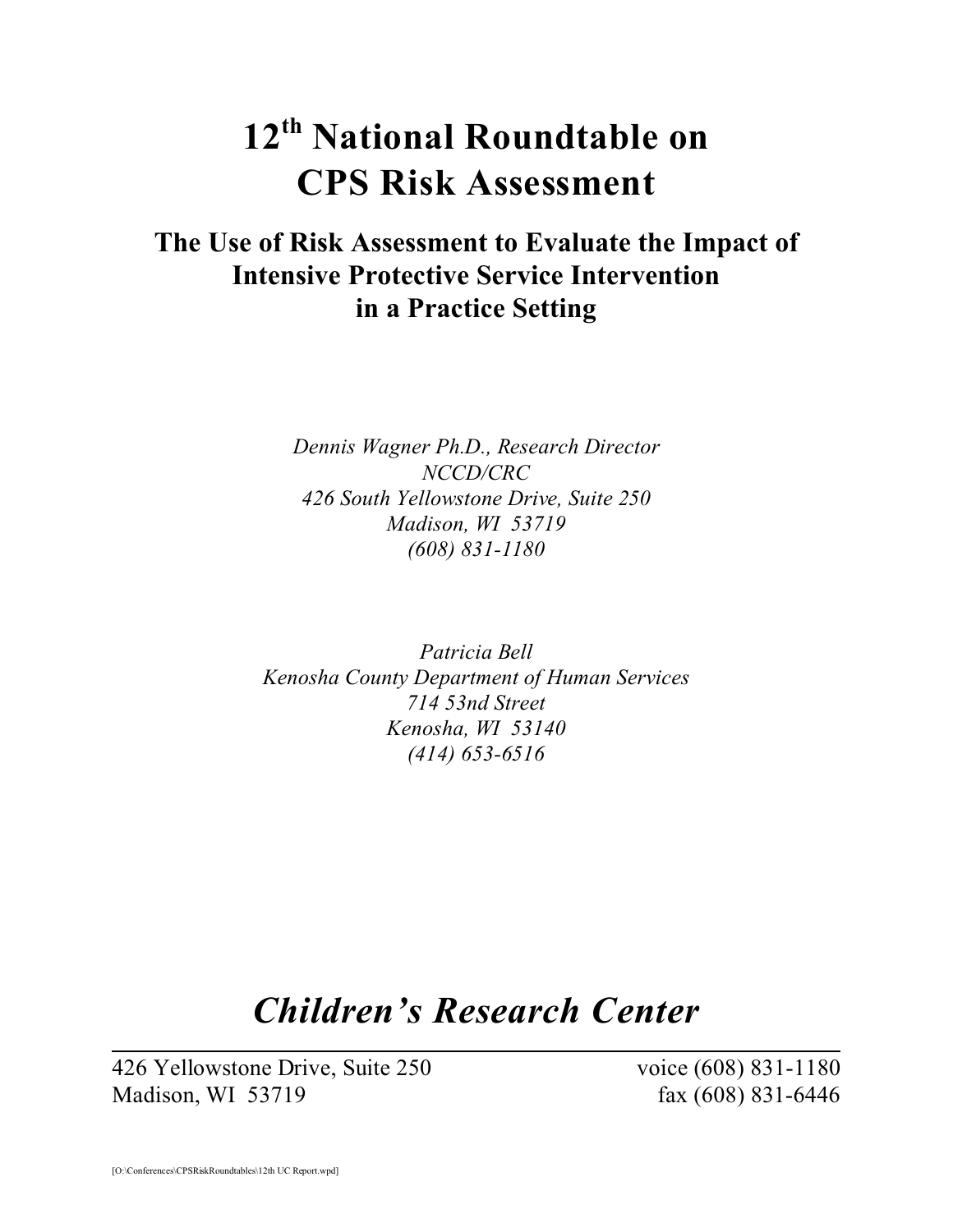# 12th National Roundtable on CPS Risk Assessment

## The Use of Risk Assessment to Evaluate the Impact of Intensive Protective Service Intervention in a Practice Setting

*Dennis Wagner Ph.D., Research Director*
*NCCD/CRC*
*426 South Yellowstone Drive, Suite 250*
*Madison, WI 53719*
*(608) 831-1180*

*Patricia Bell*
*Kenosha County Department of Human Services*
*714 53nd Street*
*Kenosha, WI 53140*
*(414) 653-6516*

# *Children's Research Center*

426 Yellowstone Drive, Suite 250
Madison, WI 53719

voice (608) 831-1180
fax (608) 831-6446

[O:\Conferences\CPSRiskRoundtables\12th UC Report.wpd]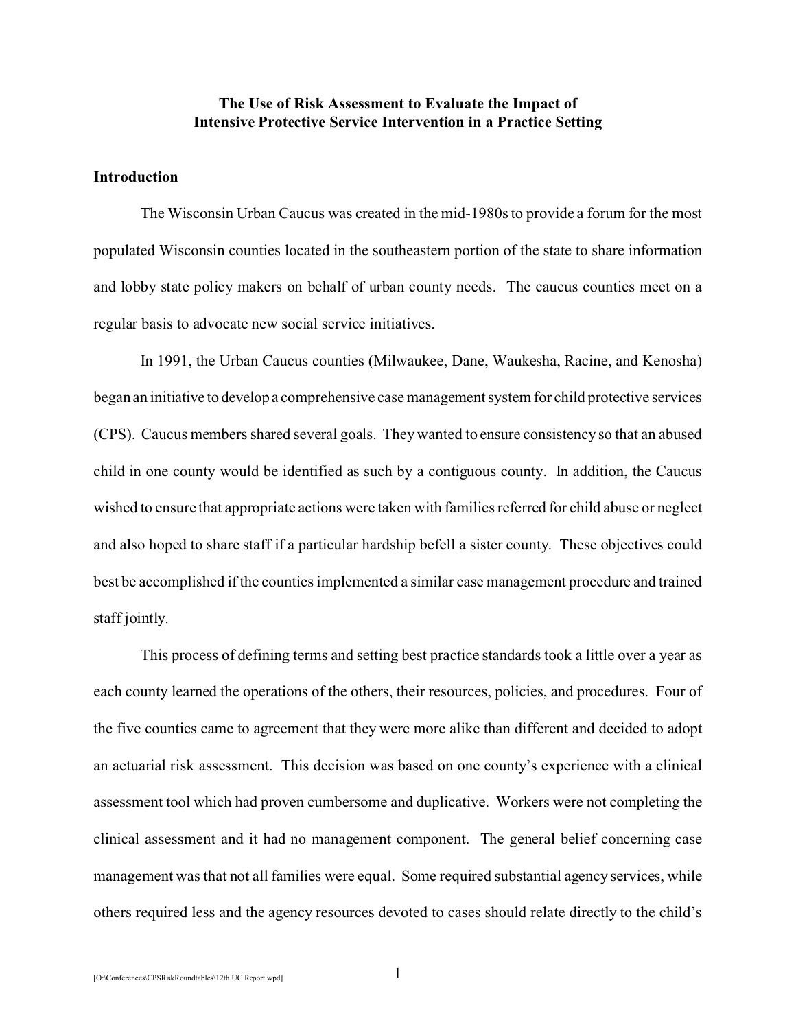**The Use of Risk Assessment to Evaluate the Impact of Intensive Protective Service Intervention in a Practice Setting**

## Introduction

The Wisconsin Urban Caucus was created in the mid-1980s to provide a forum for the most populated Wisconsin counties located in the southeastern portion of the state to share information and lobby state policy makers on behalf of urban county needs. The caucus counties meet on a regular basis to advocate new social service initiatives.

In 1991, the Urban Caucus counties (Milwaukee, Dane, Waukesha, Racine, and Kenosha) began an initiative to develop a comprehensive case management system for child protective services (CPS). Caucus members shared several goals. They wanted to ensure consistency so that an abused child in one county would be identified as such by a contiguous county. In addition, the Caucus wished to ensure that appropriate actions were taken with families referred for child abuse or neglect and also hoped to share staff if a particular hardship befell a sister county. These objectives could best be accomplished if the counties implemented a similar case management procedure and trained staff jointly.

This process of defining terms and setting best practice standards took a little over a year as each county learned the operations of the others, their resources, policies, and procedures. Four of the five counties came to agreement that they were more alike than different and decided to adopt an actuarial risk assessment. This decision was based on one county's experience with a clinical assessment tool which had proven cumbersome and duplicative. Workers were not completing the clinical assessment and it had no management component. The general belief concerning case management was that not all families were equal. Some required substantial agency services, while others required less and the agency resources devoted to cases should relate directly to the child's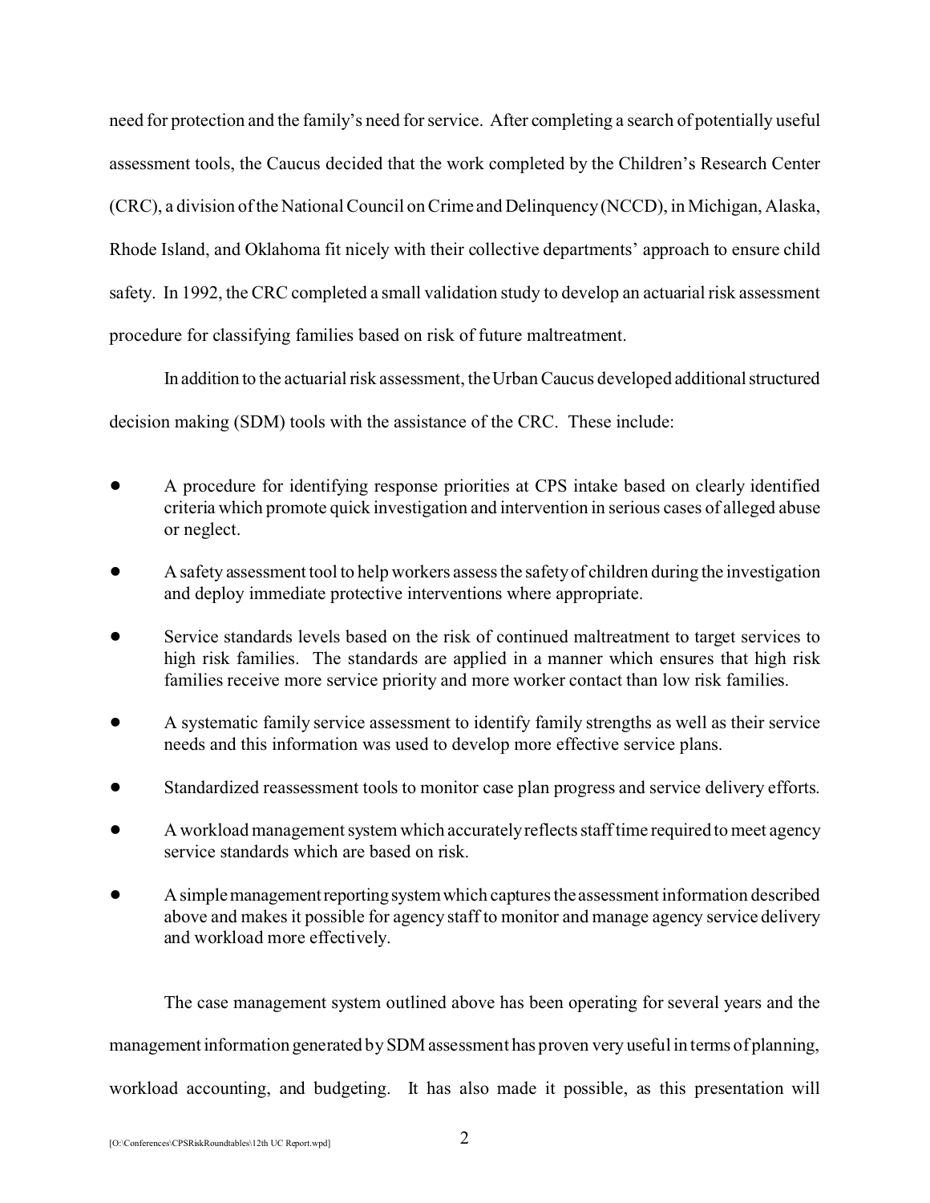need for protection and the family's need for service. After completing a search of potentially useful assessment tools, the Caucus decided that the work completed by the Children's Research Center (CRC), a division of the National Council on Crime and Delinquency (NCCD), in Michigan, Alaska, Rhode Island, and Oklahoma fit nicely with their collective departments' approach to ensure child safety. In 1992, the CRC completed a small validation study to develop an actuarial risk assessment procedure for classifying families based on risk of future maltreatment.

In addition to the actuarial risk assessment, the Urban Caucus developed additional structured decision making (SDM) tools with the assistance of the CRC. These include:

- A procedure for identifying response priorities at CPS intake based on clearly identified criteria which promote quick investigation and intervention in serious cases of alleged abuse or neglect.
- A safety assessment tool to help workers assess the safety of children during the investigation and deploy immediate protective interventions where appropriate.
- Service standards levels based on the risk of continued maltreatment to target services to high risk families. The standards are applied in a manner which ensures that high risk families receive more service priority and more worker contact than low risk families.
- A systematic family service assessment to identify family strengths as well as their service needs and this information was used to develop more effective service plans.
- Standardized reassessment tools to monitor case plan progress and service delivery efforts.
- A workload management system which accurately reflects staff time required to meet agency service standards which are based on risk.
- A simple management reporting system which captures the assessment information described above and makes it possible for agency staff to monitor and manage agency service delivery and workload more effectively.

The case management system outlined above has been operating for several years and the management information generated by SDM assessment has proven very useful in terms of planning, workload accounting, and budgeting. It has also made it possible, as this presentation will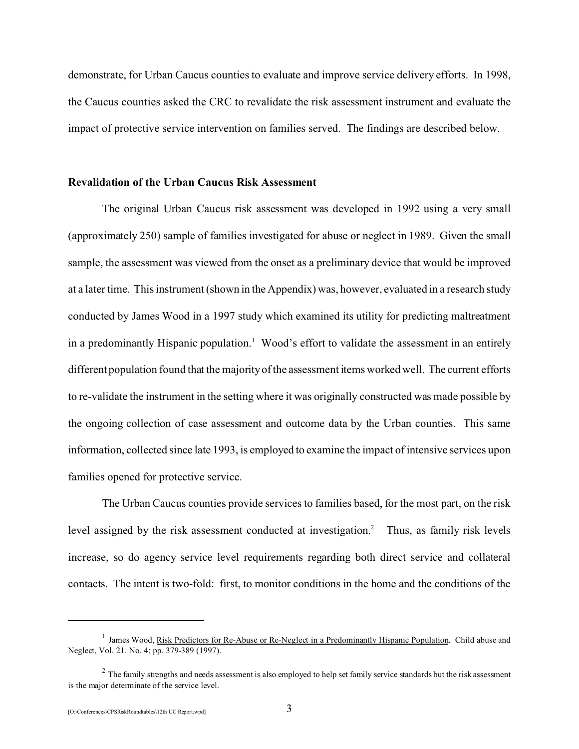demonstrate, for Urban Caucus counties to evaluate and improve service delivery efforts. In 1998, the Caucus counties asked the CRC to revalidate the risk assessment instrument and evaluate the impact of protective service intervention on families served. The findings are described below.

**Revalidation of the Urban Caucus Risk Assessment**

The original Urban Caucus risk assessment was developed in 1992 using a very small (approximately 250) sample of families investigated for abuse or neglect in 1989. Given the small sample, the assessment was viewed from the onset as a preliminary device that would be improved at a later time. This instrument (shown in the Appendix) was, however, evaluated in a research study conducted by James Wood in a 1997 study which examined its utility for predicting maltreatment in a predominantly Hispanic population.[1] Wood's effort to validate the assessment in an entirely different population found that the majority of the assessment items worked well. The current efforts to re-validate the instrument in the setting where it was originally constructed was made possible by the ongoing collection of case assessment and outcome data by the Urban counties. This same information, collected since late 1993, is employed to examine the impact of intensive services upon families opened for protective service.

The Urban Caucus counties provide services to families based, for the most part, on the risk level assigned by the risk assessment conducted at investigation.[2] Thus, as family risk levels increase, so do agency service level requirements regarding both direct service and collateral contacts. The intent is two-fold: first, to monitor conditions in the home and the conditions of the

---

[1] James Wood, Risk Predictors for Re-Abuse or Re-Neglect in a Predominantly Hispanic Population. Child abuse and Neglect, Vol. 21. No. 4; pp. 379-389 (1997).

[2] The family strengths and needs assessment is also employed to help set family service standards but the risk assessment is the major determinate of the service level.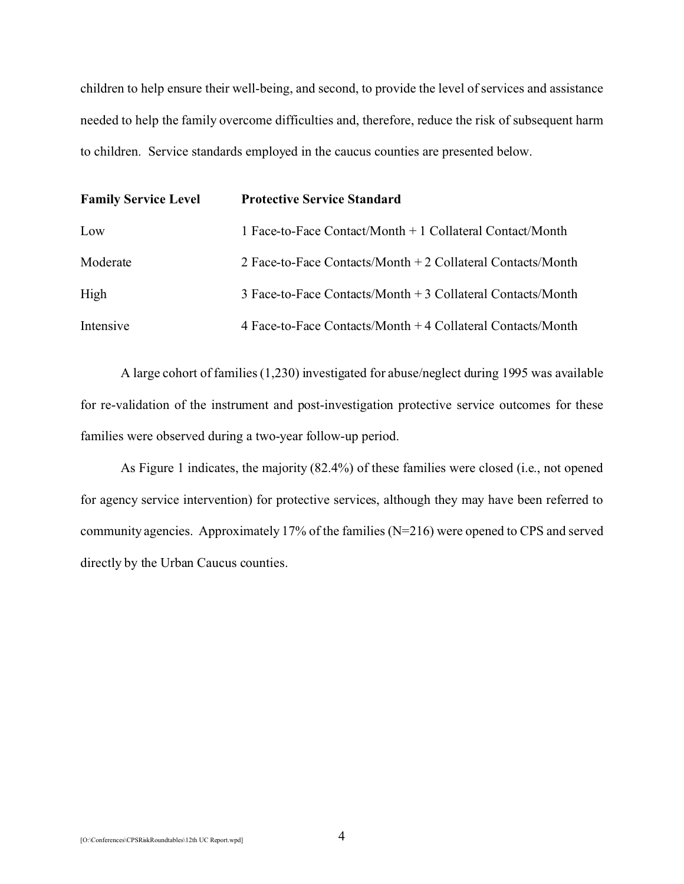children to help ensure their well-being, and second, to provide the level of services and assistance needed to help the family overcome difficulties and, therefore, reduce the risk of subsequent harm to children. Service standards employed in the caucus counties are presented below.

| **Family Service Level** | **Protective Service Standard** |
| --- | --- |
| Low | 1 Face-to-Face Contact/Month + 1 Collateral Contact/Month |
| Moderate | 2 Face-to-Face Contacts/Month + 2 Collateral Contacts/Month |
| High | 3 Face-to-Face Contacts/Month + 3 Collateral Contacts/Month |
| Intensive | 4 Face-to-Face Contacts/Month + 4 Collateral Contacts/Month |

A large cohort of families (1,230) investigated for abuse/neglect during 1995 was available for re-validation of the instrument and post-investigation protective service outcomes for these families were observed during a two-year follow-up period.

As Figure 1 indicates, the majority (82.4%) of these families were closed (i.e., not opened for agency service intervention) for protective services, although they may have been referred to community agencies. Approximately 17% of the families (N=216) were opened to CPS and served directly by the Urban Caucus counties.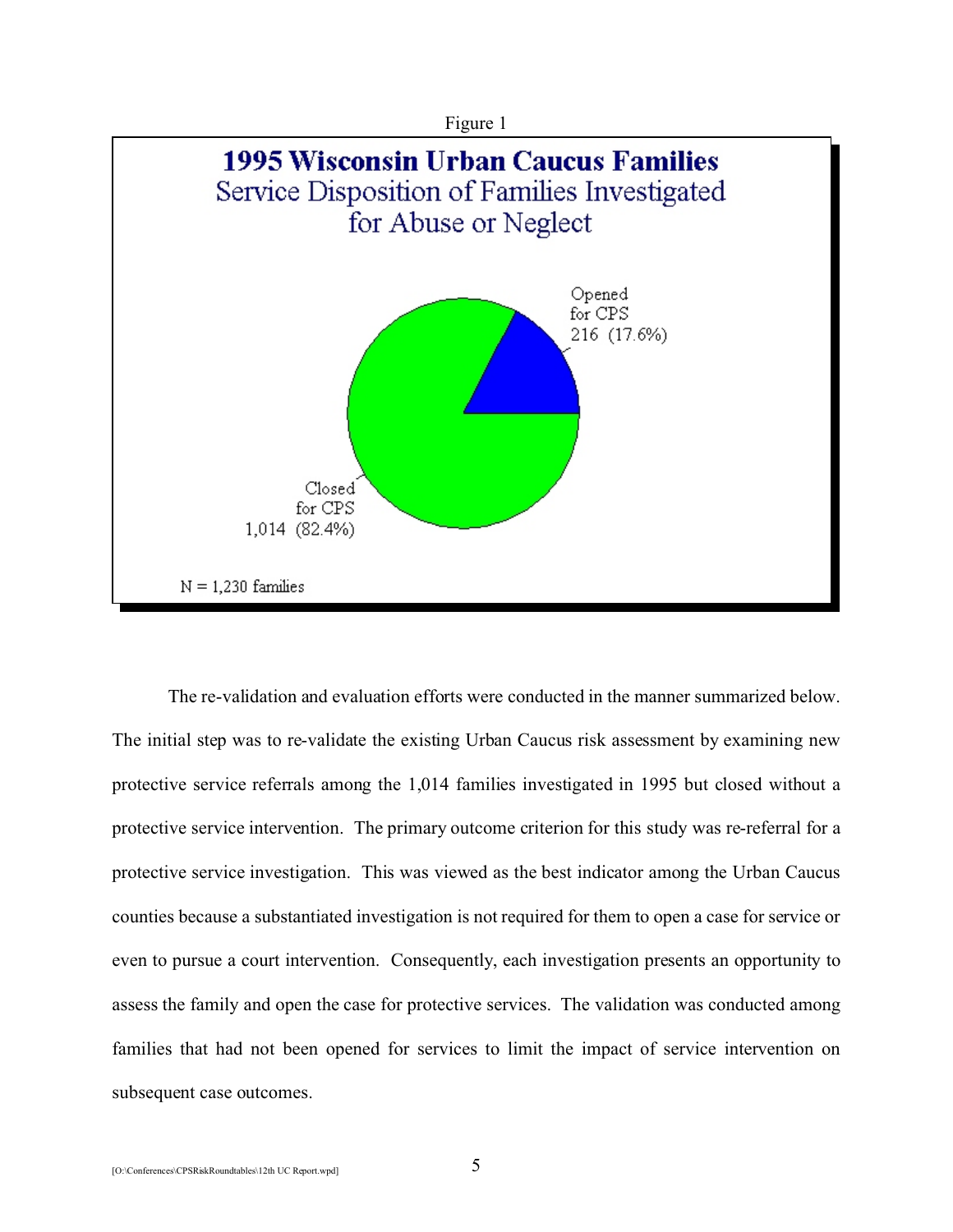Figure 1

**1995 Wisconsin Urban Caucus Families**
Service Disposition of Families Investigated for Abuse or Neglect

Opened for CPS 216 (17.6%)

Closed for CPS 1,014 (82.4%)

N = 1,230 families

The re-validation and evaluation efforts were conducted in the manner summarized below. The initial step was to re-validate the existing Urban Caucus risk assessment by examining new protective service referrals among the 1,014 families investigated in 1995 but closed without a protective service intervention. The primary outcome criterion for this study was re-referral for a protective service investigation. This was viewed as the best indicator among the Urban Caucus counties because a substantiated investigation is not required for them to open a case for service or even to pursue a court intervention. Consequently, each investigation presents an opportunity to assess the family and open the case for protective services. The validation was conducted among families that had not been opened for services to limit the impact of service intervention on subsequent case outcomes.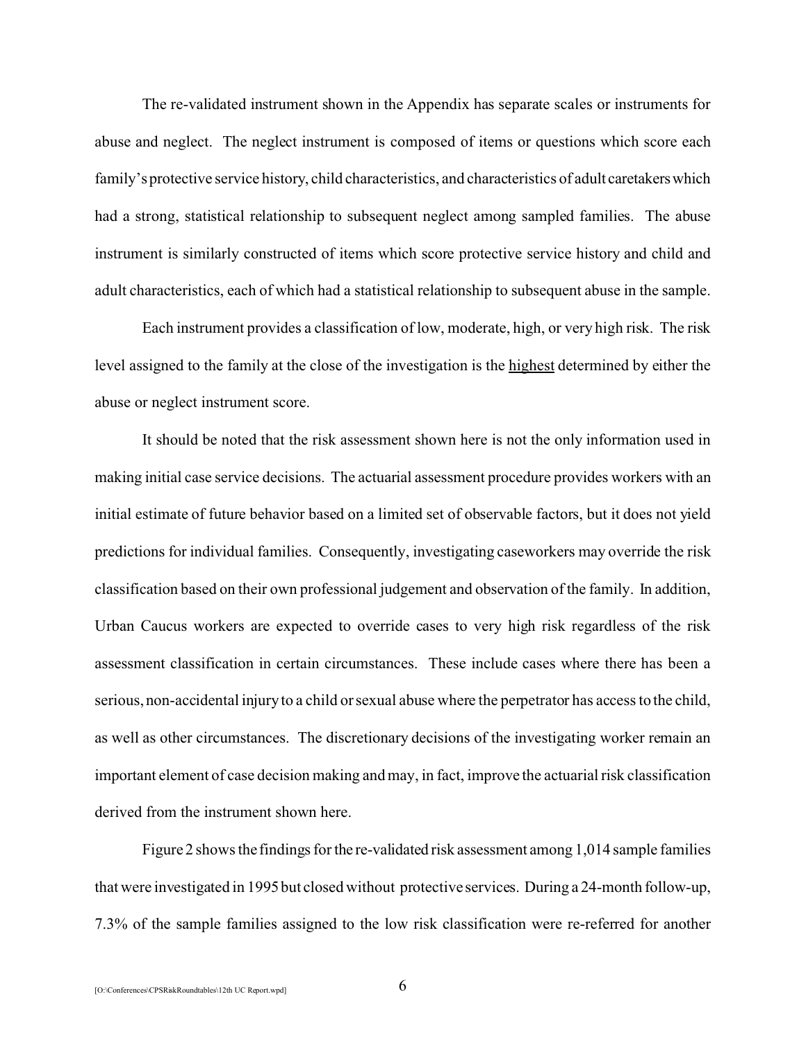The re-validated instrument shown in the Appendix has separate scales or instruments for abuse and neglect. The neglect instrument is composed of items or questions which score each family's protective service history, child characteristics, and characteristics of adult caretakers which had a strong, statistical relationship to subsequent neglect among sampled families. The abuse instrument is similarly constructed of items which score protective service history and child and adult characteristics, each of which had a statistical relationship to subsequent abuse in the sample.

Each instrument provides a classification of low, moderate, high, or very high risk. The risk level assigned to the family at the close of the investigation is the <u>highest</u> determined by either the abuse or neglect instrument score.

It should be noted that the risk assessment shown here is not the only information used in making initial case service decisions. The actuarial assessment procedure provides workers with an initial estimate of future behavior based on a limited set of observable factors, but it does not yield predictions for individual families. Consequently, investigating caseworkers may override the risk classification based on their own professional judgement and observation of the family. In addition, Urban Caucus workers are expected to override cases to very high risk regardless of the risk assessment classification in certain circumstances. These include cases where there has been a serious, non-accidental injury to a child or sexual abuse where the perpetrator has access to the child, as well as other circumstances. The discretionary decisions of the investigating worker remain an important element of case decision making and may, in fact, improve the actuarial risk classification derived from the instrument shown here.

Figure 2 shows the findings for the re-validated risk assessment among 1,014 sample families that were investigated in 1995 but closed without protective services. During a 24-month follow-up, 7.3% of the sample families assigned to the low risk classification were re-referred for another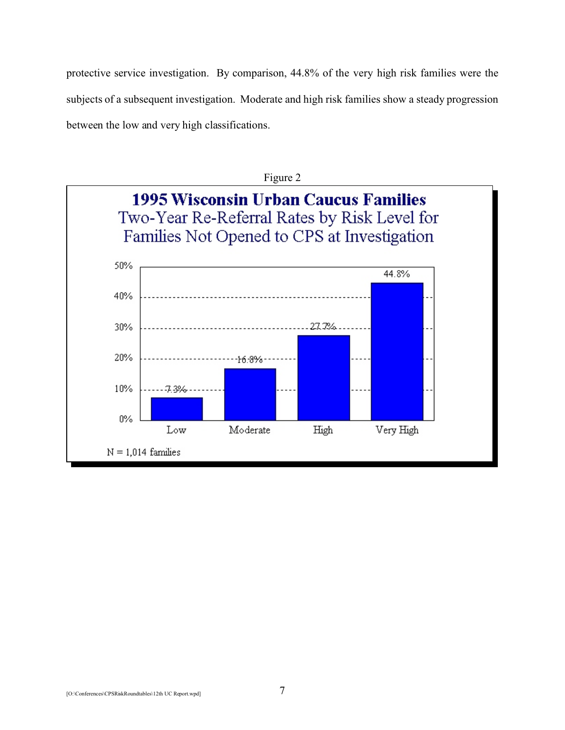protective service investigation. By comparison, 44.8% of the very high risk families were the subjects of a subsequent investigation. Moderate and high risk families show a steady progression between the low and very high classifications.

Figure 2

**1995 Wisconsin Urban Caucus Families**
Two-Year Re-Referral Rates by Risk Level for Families Not Opened to CPS at Investigation

| Risk Level | Re-Referral Rate |
| --- | --- |
| Low | 7.3% |
| Moderate | 16.8% |
| High | 27.7% |
| Very High | 44.8% |

N = 1,014 families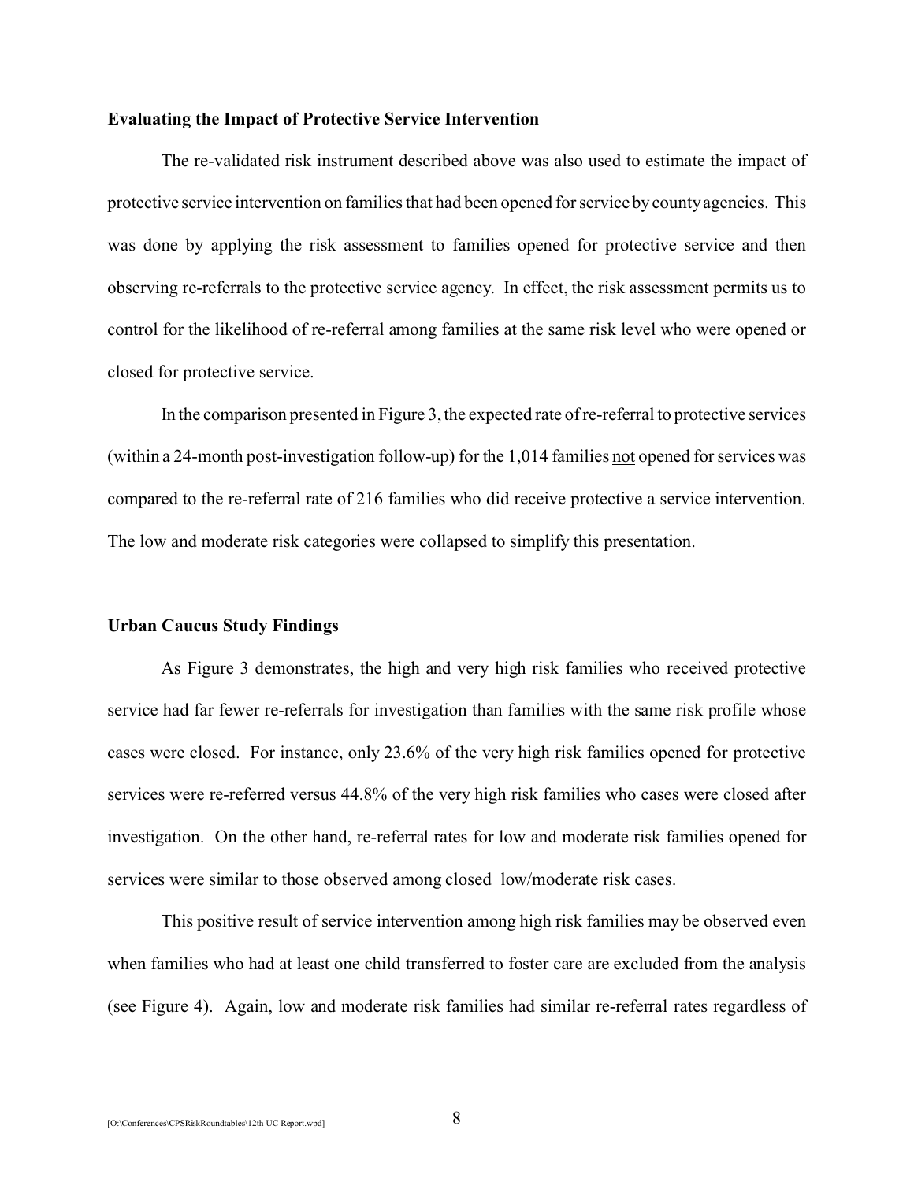**Evaluating the Impact of Protective Service Intervention**

The re-validated risk instrument described above was also used to estimate the impact of protective service intervention on families that had been opened for service by county agencies. This was done by applying the risk assessment to families opened for protective service and then observing re-referrals to the protective service agency. In effect, the risk assessment permits us to control for the likelihood of re-referral among families at the same risk level who were opened or closed for protective service.

In the comparison presented in Figure 3, the expected rate of re-referral to protective services (within a 24-month post-investigation follow-up) for the 1,014 families <u>not</u> opened for services was compared to the re-referral rate of 216 families who did receive protective a service intervention. The low and moderate risk categories were collapsed to simplify this presentation.

**Urban Caucus Study Findings**

As Figure 3 demonstrates, the high and very high risk families who received protective service had far fewer re-referrals for investigation than families with the same risk profile whose cases were closed. For instance, only 23.6% of the very high risk families opened for protective services were re-referred versus 44.8% of the very high risk families who cases were closed after investigation. On the other hand, re-referral rates for low and moderate risk families opened for services were similar to those observed among closed low/moderate risk cases.

This positive result of service intervention among high risk families may be observed even when families who had at least one child transferred to foster care are excluded from the analysis (see Figure 4). Again, low and moderate risk families had similar re-referral rates regardless of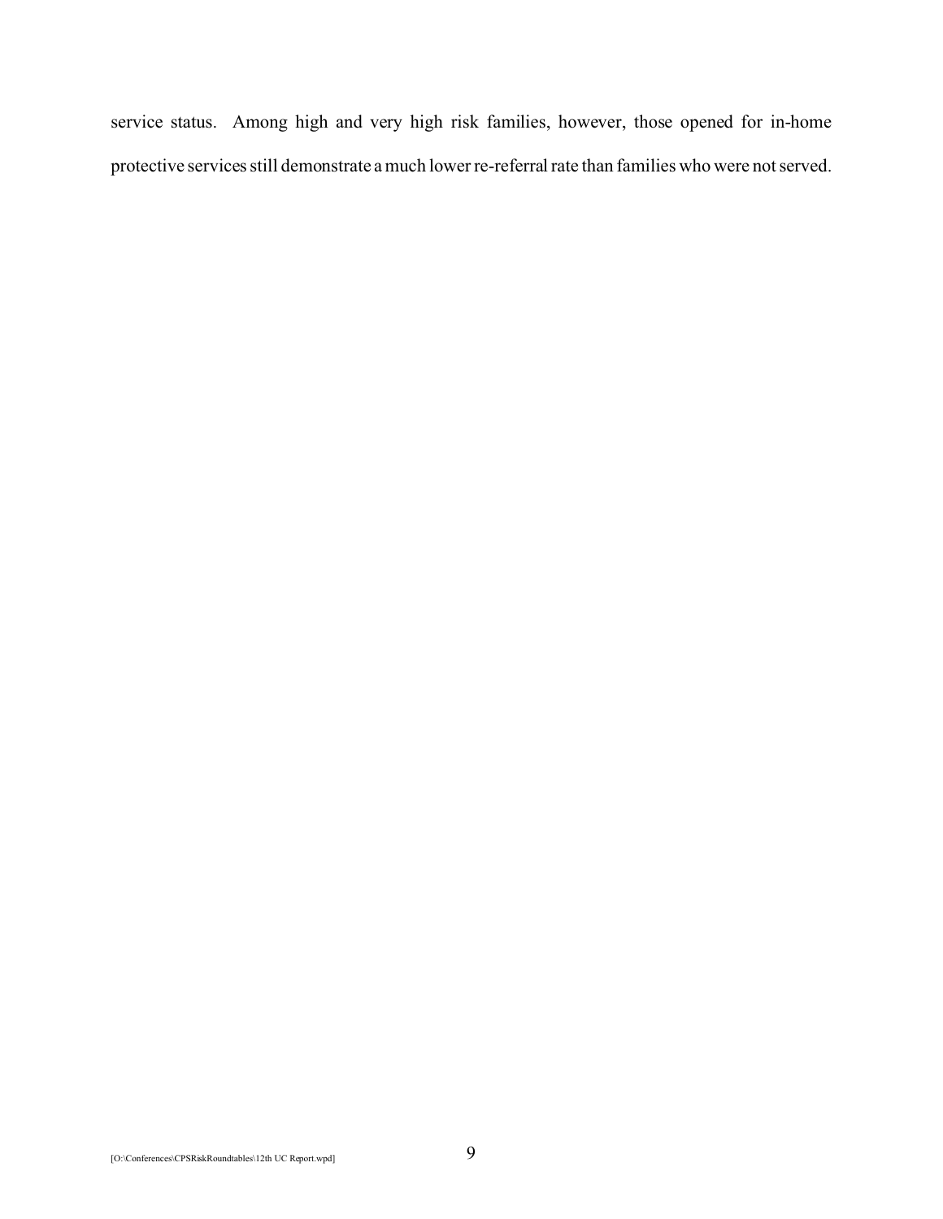service status. Among high and very high risk families, however, those opened for in-home protective services still demonstrate a much lower re-referral rate than families who were not served.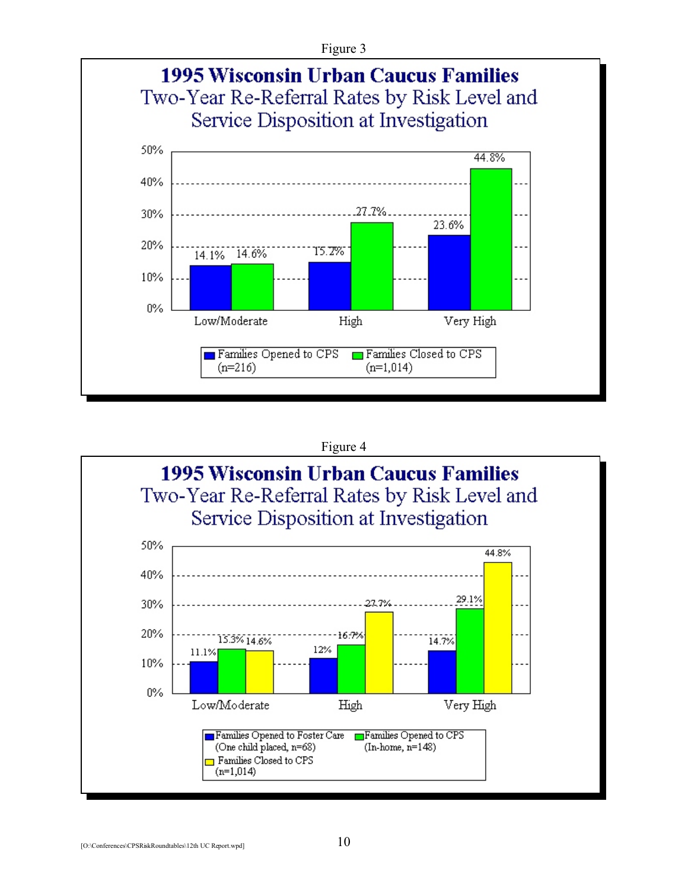Figure 3

**1995 Wisconsin Urban Caucus Families**

Two-Year Re-Referral Rates by Risk Level and Service Disposition at Investigation

| Risk Level | Families Opened to CPS (n=216) | Families Closed to CPS (n=1,014) |
|---|---|---|
| Low/Moderate | 14.1% | 14.6% |
| High | 15.2% | 27.7% |
| Very High | 23.6% | 44.8% |

Figure 4

**1995 Wisconsin Urban Caucus Families**

Two-Year Re-Referral Rates by Risk Level and Service Disposition at Investigation

| Risk Level | Families Opened to Foster Care (One child placed, n=68) | Families Opened to CPS (In-home, n=148) | Families Closed to CPS (n=1,014) |
|---|---|---|---|
| Low/Moderate | 11.1% | 15.3% | 14.6% |
| High | 12% | 16.7% | 27.7% |
| Very High | 14.7% | 29.1% | 44.8% |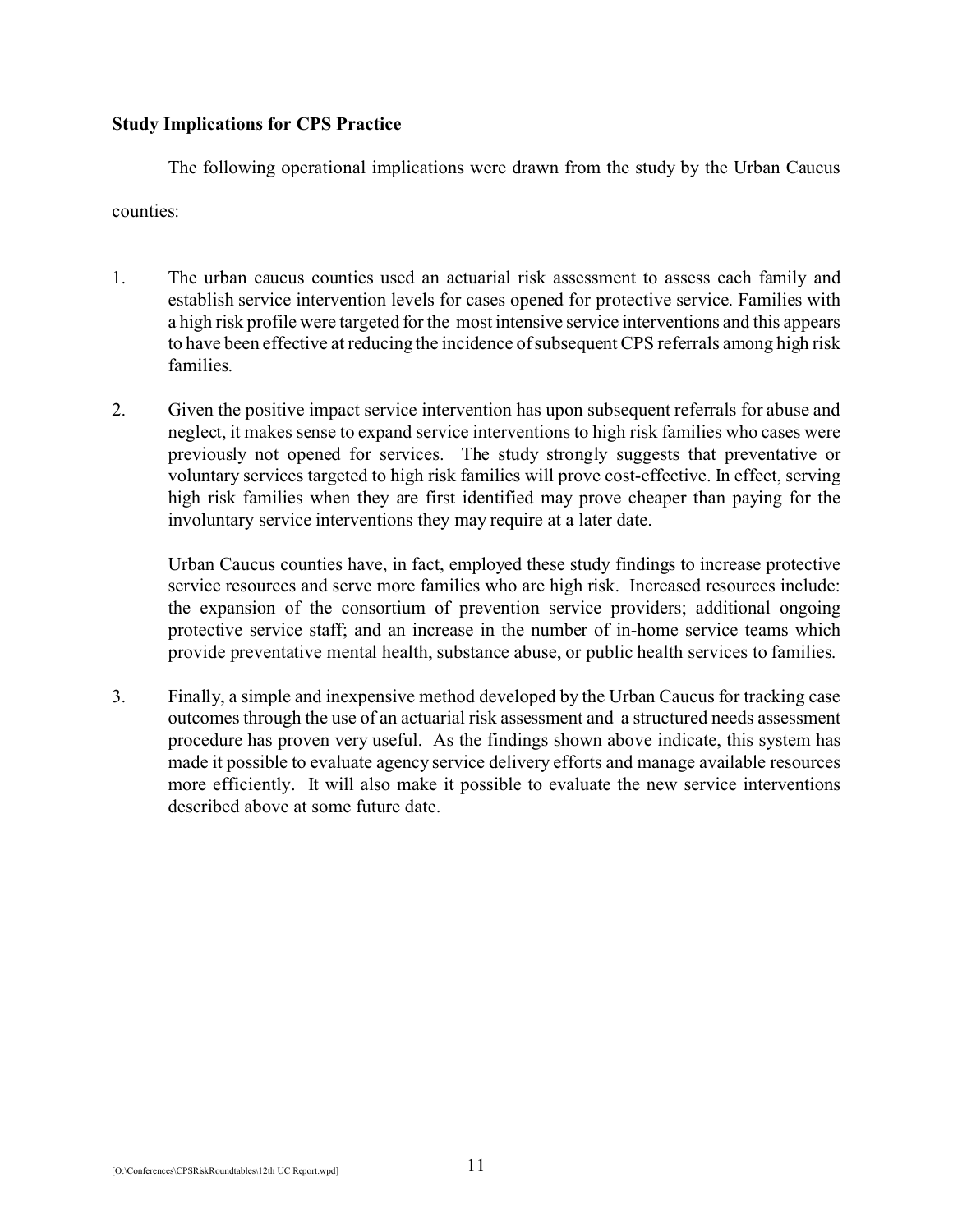**Study Implications for CPS Practice**

The following operational implications were drawn from the study by the Urban Caucus counties:

1. The urban caucus counties used an actuarial risk assessment to assess each family and establish service intervention levels for cases opened for protective service. Families with a high risk profile were targeted for the most intensive service interventions and this appears to have been effective at reducing the incidence of subsequent CPS referrals among high risk families.

2. Given the positive impact service intervention has upon subsequent referrals for abuse and neglect, it makes sense to expand service interventions to high risk families who cases were previously not opened for services. The study strongly suggests that preventative or voluntary services targeted to high risk families will prove cost-effective. In effect, serving high risk families when they are first identified may prove cheaper than paying for the involuntary service interventions they may require at a later date.

   Urban Caucus counties have, in fact, employed these study findings to increase protective service resources and serve more families who are high risk. Increased resources include: the expansion of the consortium of prevention service providers; additional ongoing protective service staff; and an increase in the number of in-home service teams which provide preventative mental health, substance abuse, or public health services to families.

3. Finally, a simple and inexpensive method developed by the Urban Caucus for tracking case outcomes through the use of an actuarial risk assessment and a structured needs assessment procedure has proven very useful. As the findings shown above indicate, this system has made it possible to evaluate agency service delivery efforts and manage available resources more efficiently. It will also make it possible to evaluate the new service interventions described above at some future date.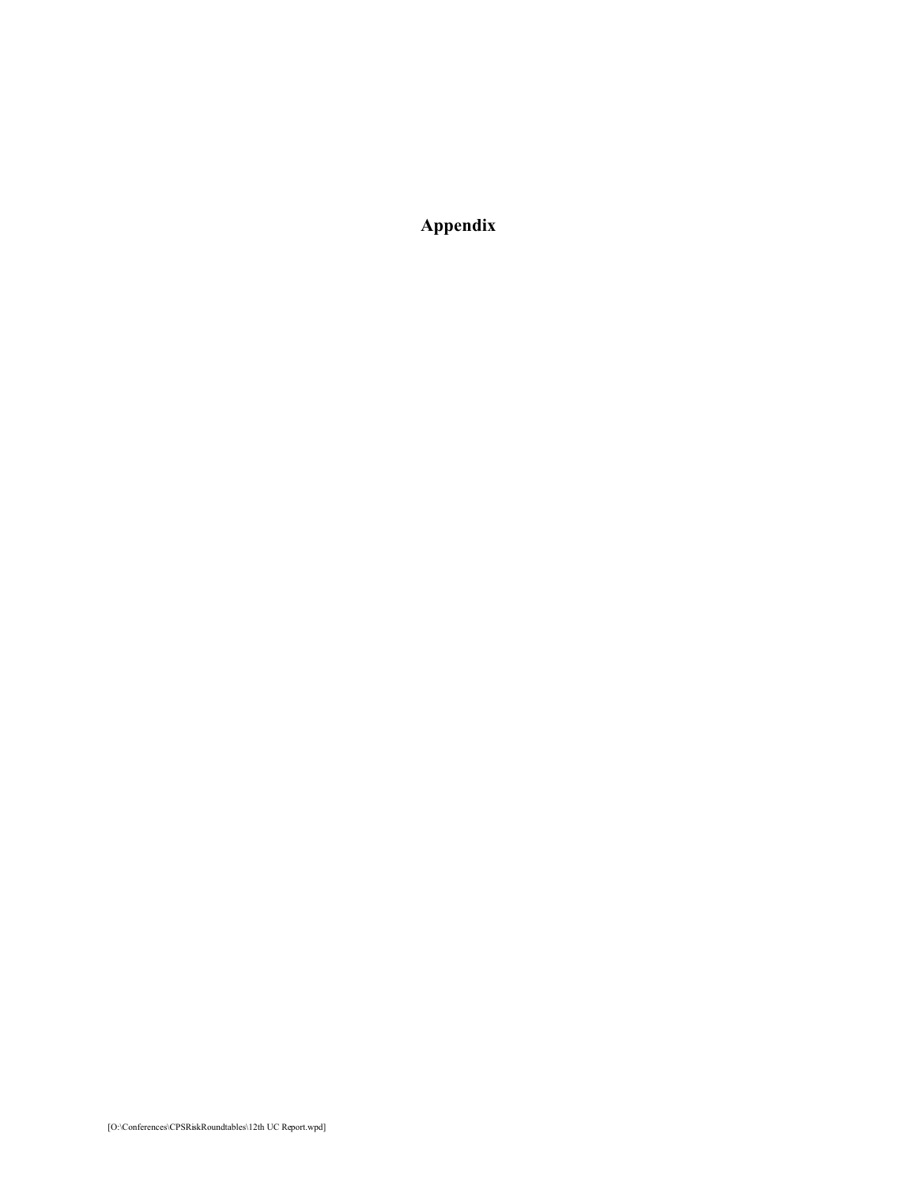# Appendix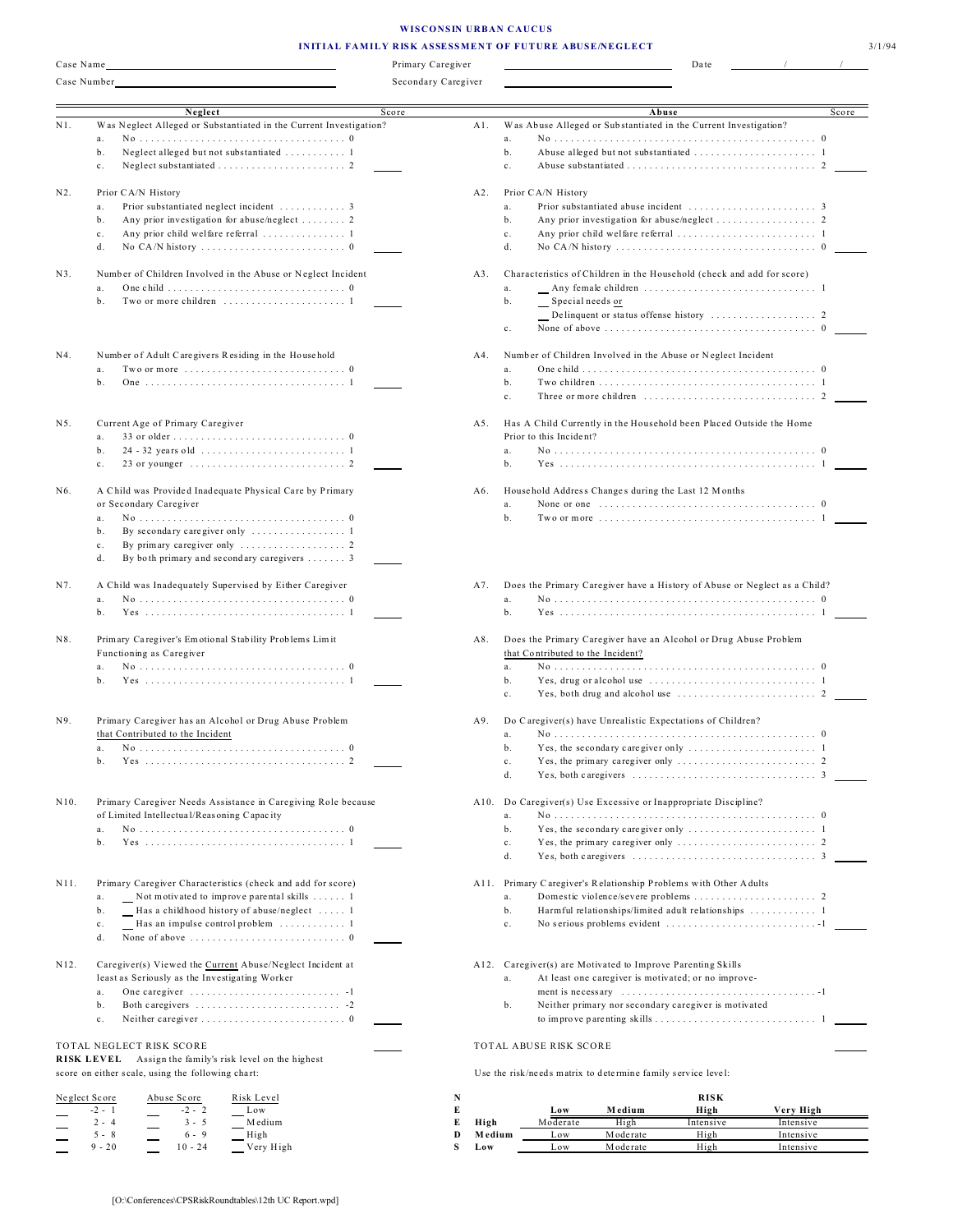**WISCONSIN URBAN CAUCUS**

**INITIAL FAMILY RISK ASSESSMENT OF FUTURE ABUSE/NEGLECT**

3/1/94

Case Name ______________________ Primary Caregiver ______________________ Date ____/____/____

Case Number ______________________ Secondary Caregiver ______________________

## Neglect

**N1.** Was Neglect Alleged or Substantiated in the Current Investigation?
- a. No .......... 0
- b. Neglect alleged but not substantiated .......... 1
- c. Neglect substantiated .......... 2

Score: _____

**N2.** Prior CA/N History
- a. Prior substantiated neglect incident .......... 3
- b. Any prior investigation for abuse/neglect .......... 2
- c. Any prior child welfare referral .......... 1
- d. No CA/N history .......... 0

Score: _____

**N3.** Number of Children Involved in the Abuse or Neglect Incident
- a. One child .......... 0
- b. Two or more children .......... 1

Score: _____

**N4.** Number of Adult Caregivers Residing in the Household
- a. Two or more .......... 0
- b. One .......... 1

Score: _____

**N5.** Current Age of Primary Caregiver
- a. 33 or older .......... 0
- b. 24 - 32 years old .......... 1
- c. 23 or younger .......... 2

Score: _____

**N6.** A Child was Provided Inadequate Physical Care by Primary or Secondary Caregiver
- a. No .......... 0
- b. By secondary caregiver only .......... 1
- c. By primary caregiver only .......... 2
- d. By both primary and secondary caregivers .......... 3

Score: _____

**N7.** A Child was Inadequately Supervised by Either Caregiver
- a. No .......... 0
- b. Yes .......... 1

Score: _____

**N8.** Primary Caregiver's Emotional Stability Problems Limit Functioning as Caregiver
- a. No .......... 0
- b. Yes .......... 1

Score: _____

**N9.** Primary Caregiver has an Alcohol or Drug Abuse Problem <u>that Contributed to the Incident</u>
- a. No .......... 0
- b. Yes .......... 2

Score: _____

**N10.** Primary Caregiver Needs Assistance in Caregiving Role because of Limited Intellectual/Reasoning Capacity
- a. No .......... 0
- b. Yes .......... 1

Score: _____

**N11.** Primary Caregiver Characteristics (check and add for score)
- a. __ Not motivated to improve parental skills .......... 1
- b. __ Has a childhood history of abuse/neglect .......... 1
- c. __ Has an impulse control problem .......... 1
- d. None of above .......... 0

Score: _____

**N12.** Caregiver(s) Viewed the <u>Current</u> Abuse/Neglect Incident at least as Seriously as the Investigating Worker
- a. One caregiver .......... -1
- b. Both caregivers .......... -2
- c. Neither caregiver .......... 0

Score: _____

**TOTAL NEGLECT RISK SCORE** _____

## Abuse

**A1.** Was Abuse Alleged or Substantiated in the Current Investigation?
- a. No .......... 0
- b. Abuse alleged but not substantiated .......... 1
- c. Abuse substantiated .......... 2

Score: _____

**A2.** Prior CA/N History
- a. Prior substantiated abuse incident .......... 3
- b. Any prior investigation for abuse/neglect .......... 2
- c. Any prior child welfare referral .......... 1
- d. No CA/N history .......... 0

Score: _____

**A3.** Characteristics of Children in the Household (check and add for score)
- a. __ Any female children .......... 1
- b. __ Special needs <u>or</u>  
  __ Delinquent or status offense history .......... 2
- c. None of above .......... 0

Score: _____

**A4.** Number of Children Involved in the Abuse or Neglect Incident
- a. One child .......... 0
- b. Two children .......... 1
- c. Three or more children .......... 2

Score: _____

**A5.** Has A Child Currently in the Household been Placed Outside the Home Prior to this Incident?
- a. No .......... 0
- b. Yes .......... 1

Score: _____

**A6.** Household Address Changes during the Last 12 Months
- a. None or one .......... 0
- b. Two or more .......... 1

Score: _____

**A7.** Does the Primary Caregiver have a History of Abuse or Neglect as a Child?
- a. No .......... 0
- b. Yes .......... 1

Score: _____

**A8.** Does the Primary Caregiver have an Alcohol or Drug Abuse Problem <u>that Contributed to the Incident?</u>
- a. No .......... 0
- b. Yes, drug or alcohol use .......... 1
- c. Yes, both drug and alcohol use .......... 2

Score: _____

**A9.** Do Caregiver(s) have Unrealistic Expectations of Children?
- a. No .......... 0
- b. Yes, the secondary caregiver only .......... 1
- c. Yes, the primary caregiver only .......... 2
- d. Yes, both caregivers .......... 3

Score: _____

**A10.** Do Caregiver(s) Use Excessive or Inappropriate Discipline?
- a. No .......... 0
- b. Yes, the secondary caregiver only .......... 1
- c. Yes, the primary caregiver only .......... 2
- d. Yes, both caregivers .......... 3

Score: _____

**A11.** Primary Caregiver's Relationship Problems with Other Adults
- a. Domestic violence/severe problems .......... 2
- b. Harmful relationships/limited adult relationships .......... 1
- c. No serious problems evident .......... -1

Score: _____

**A12.** Caregiver(s) are Motivated to Improve Parenting Skills
- a. At least one caregiver is motivated; or no improvement is necessary .......... -1
- b. Neither primary nor secondary caregiver is motivated to improve parenting skills .......... 1

Score: _____

**TOTAL ABUSE RISK SCORE** _____

**RISK LEVEL** Assign the family's risk level on the highest score on either scale, using the following chart:

| | Neglect Score | | Abuse Score | Risk Level |
|---|---|---|---|---|
| __ | -2 - 1 | __ | -2 - 2 | __ Low |
| __ | 2 - 4 | __ | 3 - 5 | __ Medium |
| __ | 5 - 8 | __ | 6 - 9 | __ High |
| __ | 9 - 20 | __ | 10 - 24 | __ Very High |

Use the risk/needs matrix to determine family service level:

| NEEDS | RISK Low | RISK Medium | RISK High | RISK Very High |
|---|---|---|---|---|
| **High** | Moderate | High | Intensive | Intensive |
| **Medium** | Low | Moderate | High | Intensive |
| **Low** | Low | Moderate | High | Intensive |

[O:\Conferences\CPSRiskRoundtables\12th UC Report.wpd]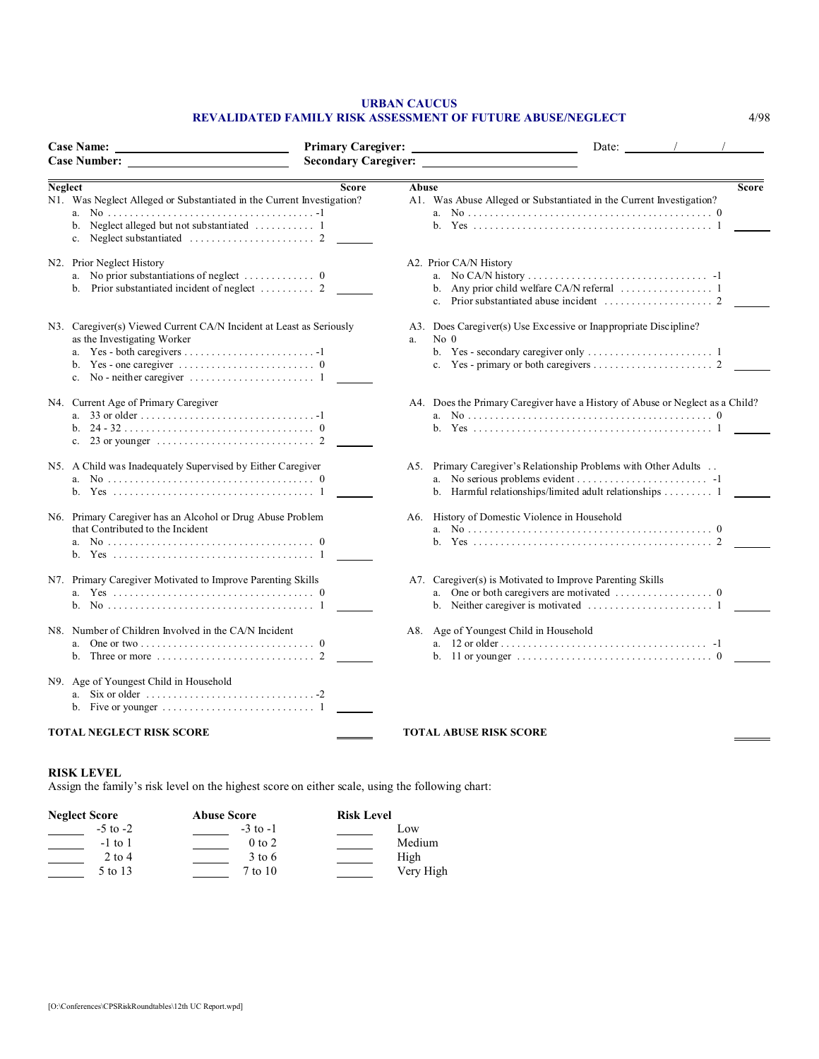## URBAN CAUCUS
## REVALIDATED FAMILY RISK ASSESSMENT OF FUTURE ABUSE/NEGLECT

4/98

**Case Name:** ________________ **Primary Caregiver:** ________________ Date: ____/____/____

**Case Number:** ________________ **Secondary Caregiver:** ________________

| Neglect | Score |
|---|---|
| **N1.** Was Neglect Alleged or Substantiated in the Current Investigation? | |
| a. No . . . . . -1 | |
| b. Neglect alleged but not substantiated . . . . . 1 | |
| c. Neglect substantiated . . . . . 2 | ______ |
| **N2.** Prior Neglect History | |
| a. No prior substantiations of neglect . . . . . 0 | |
| b. Prior substantiated incident of neglect . . . . . 2 | ______ |
| **N3.** Caregiver(s) Viewed Current CA/N Incident at Least as Seriously as the Investigating Worker | |
| a. Yes - both caregivers . . . . . -1 | |
| b. Yes - one caregiver . . . . . 0 | |
| c. No - neither caregiver . . . . . 1 | ______ |
| **N4.** Current Age of Primary Caregiver | |
| a. 33 or older . . . . . -1 | |
| b. 24 - 32 . . . . . 0 | |
| c. 23 or younger . . . . . 2 | ______ |
| **N5.** A Child was Inadequately Supervised by Either Caregiver | |
| a. No . . . . . 0 | |
| b. Yes . . . . . 1 | ______ |
| **N6.** Primary Caregiver has an Alcohol or Drug Abuse Problem that Contributed to the Incident | |
| a. No . . . . . 0 | |
| b. Yes . . . . . 1 | ______ |
| **N7.** Primary Caregiver Motivated to Improve Parenting Skills | |
| a. Yes . . . . . 0 | |
| b. No . . . . . 1 | ______ |
| **N8.** Number of Children Involved in the CA/N Incident | |
| a. One or two . . . . . 0 | |
| b. Three or more . . . . . 2 | ______ |
| **N9.** Age of Youngest Child in Household | |
| a. Six or older . . . . . -2 | |
| b. Five or younger . . . . . 1 | ______ |
| **TOTAL NEGLECT RISK SCORE** | ______ |

| Abuse | Score |
|---|---|
| **A1.** Was Abuse Alleged or Substantiated in the Current Investigation? | |
| a. No . . . . . 0 | |
| b. Yes . . . . . 1 | ______ |
| **A2.** Prior CA/N History | |
| a. No CA/N history . . . . . -1 | |
| b. Any prior child welfare CA/N referral . . . . . 1 | |
| c. Prior substantiated abuse incident . . . . . 2 | ______ |
| **A3.** Does Caregiver(s) Use Excessive or Inappropriate Discipline? | |
| a. No 0 | |
| b. Yes - secondary caregiver only . . . . . 1 | |
| c. Yes - primary or both caregivers . . . . . 2 | ______ |
| **A4.** Does the Primary Caregiver have a History of Abuse or Neglect as a Child? | |
| a. No . . . . . 0 | |
| b. Yes . . . . . 1 | ______ |
| **A5.** Primary Caregiver's Relationship Problems with Other Adults . . | |
| a. No serious problems evident . . . . . -1 | |
| b. Harmful relationships/limited adult relationships . . . . . 1 | ______ |
| **A6.** History of Domestic Violence in Household | |
| a. No . . . . . 0 | |
| b. Yes . . . . . 2 | ______ |
| **A7.** Caregiver(s) is Motivated to Improve Parenting Skills | |
| a. One or both caregivers are motivated . . . . . 0 | |
| b. Neither caregiver is motivated . . . . . 1 | ______ |
| **A8.** Age of Youngest Child in Household | |
| a. 12 or older . . . . . -1 | |
| b. 11 or younger . . . . . 0 | ______ |
| **TOTAL ABUSE RISK SCORE** | ______ |

**RISK LEVEL**

Assign the family's risk level on the highest score on either scale, using the following chart:

| Neglect Score | Abuse Score | Risk Level |
|---|---|---|
| ______ -5 to -2 | ______ -3 to -1 | ______ Low |
| ______ -1 to 1 | ______ 0 to 2 | ______ Medium |
| ______ 2 to 4 | ______ 3 to 6 | ______ High |
| ______ 5 to 13 | ______ 7 to 10 | ______ Very High |

[O:\Conferences\CPSRiskRoundtables\12th UC Report.wpd]